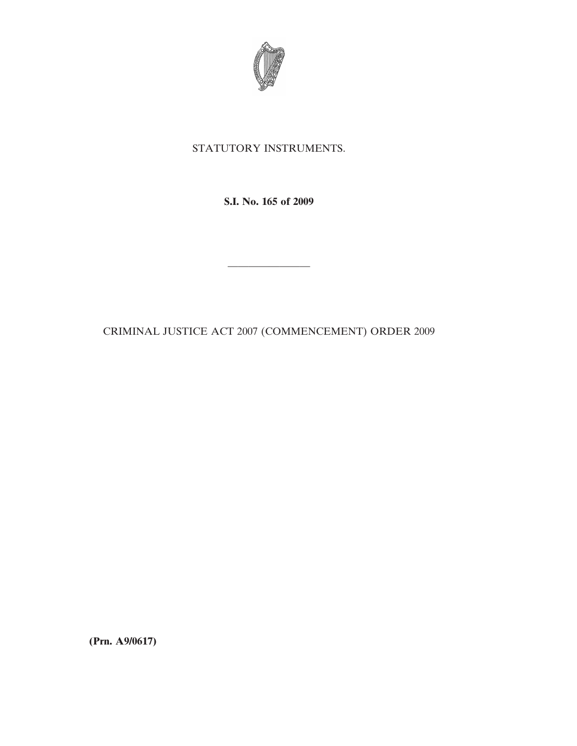STATUTORY INSTRUMENTS.

**S.I. No. 165 of 2009**

---

CRIMINAL JUSTICE ACT 2007 (COMMENCEMENT) ORDER 2009

**(Prn. A9/0617)**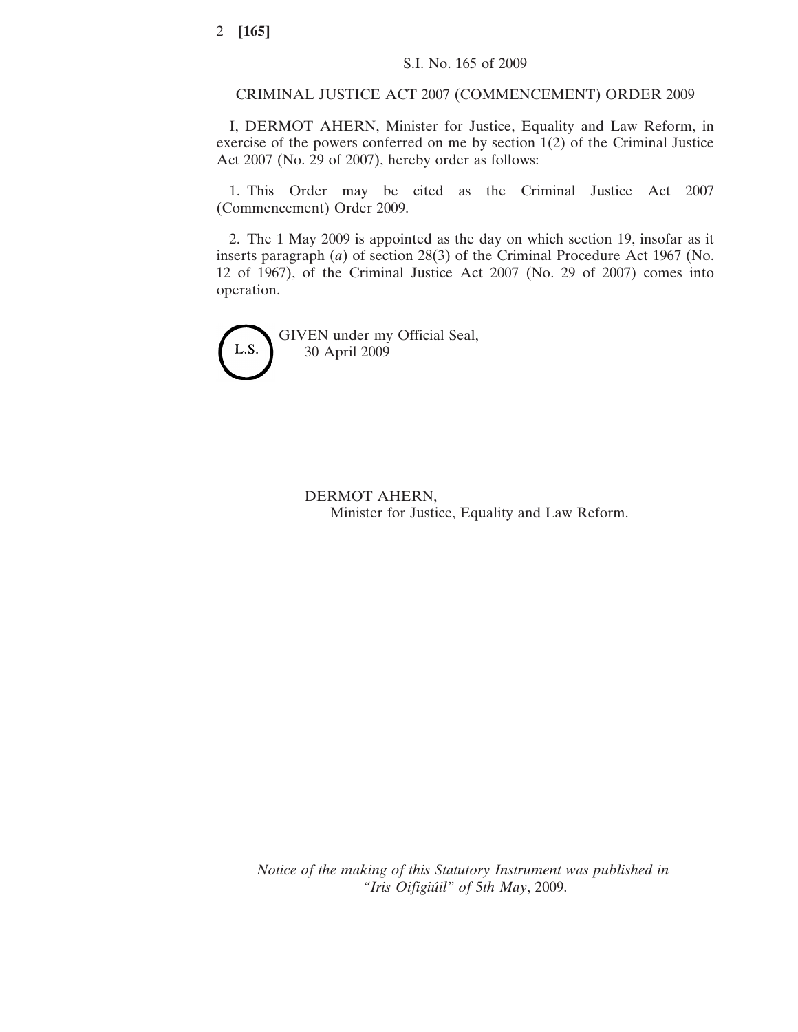S.I. No. 165 of 2009

CRIMINAL JUSTICE ACT 2007 (COMMENCEMENT) ORDER 2009

I, DERMOT AHERN, Minister for Justice, Equality and Law Reform, in exercise of the powers conferred on me by section 1(2) of the Criminal Justice Act 2007 (No. 29 of 2007), hereby order as follows:

1. This Order may be cited as the Criminal Justice Act 2007 (Commencement) Order 2009.

2. The 1 May 2009 is appointed as the day on which section 19, insofar as it inserts paragraph (*a*) of section 28(3) of the Criminal Procedure Act 1967 (No. 12 of 1967), of the Criminal Justice Act 2007 (No. 29 of 2007) comes into operation.

L.S.

GIVEN under my Official Seal,
30 April 2009

DERMOT AHERN,
Minister for Justice, Equality and Law Reform.

*Notice of the making of this Statutory Instrument was published in "Iris Oifigiúil" of 5th May, 2009.*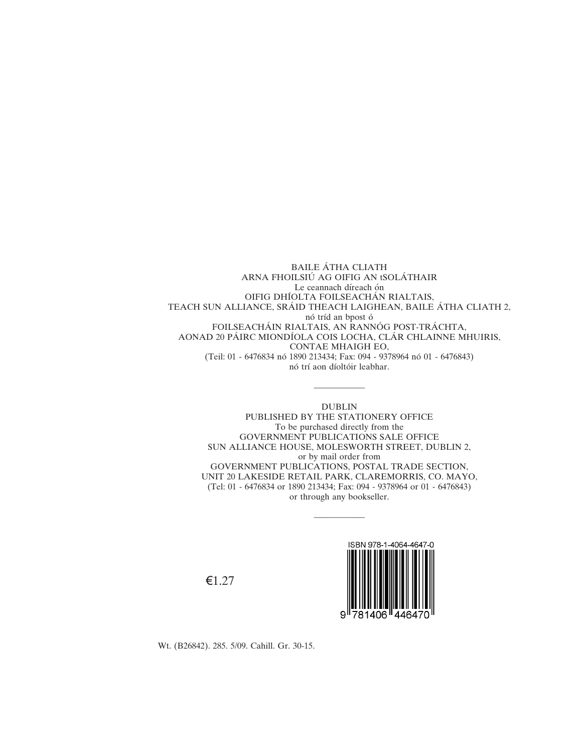BAILE ÁTHA CLIATH
ARNA FHOILSIÚ AG OIFIG AN tSOLÁTHAIR
Le ceannach díreach ón
OIFIG DHÍOLTA FOILSEACHÁN RIALTAIS,
TEACH SUN ALLIANCE, SRÁID THEACH LAIGHEAN, BAILE ÁTHA CLIATH 2,
nó tríd an bpost ó
FOILSEACHÁIN RIALTAIS, AN RANNÓG POST-TRÁCHTA,
AONAD 20 PÁIRC MIONDÍOLA COIS LOCHA, CLÁR CHLAINNE MHUIRIS,
CONTAE MHAIGH EO,
(Teil: 01 - 6476834 nó 1890 213434; Fax: 094 - 9378964 nó 01 - 6476843)
nó trí aon díoltóir leabhar.

---

DUBLIN
PUBLISHED BY THE STATIONERY OFFICE
To be purchased directly from the
GOVERNMENT PUBLICATIONS SALE OFFICE
SUN ALLIANCE HOUSE, MOLESWORTH STREET, DUBLIN 2,
or by mail order from
GOVERNMENT PUBLICATIONS, POSTAL TRADE SECTION,
UNIT 20 LAKESIDE RETAIL PARK, CLAREMORRIS, CO. MAYO,
(Tel: 01 - 6476834 or 1890 213434; Fax: 094 - 9378964 or 01 - 6476843)
or through any bookseller.

---

€1.27

ISBN 978-1-4064-4647-0

9 781406 446470

Wt. (B26842). 285. 5/09. Cahill. Gr. 30-15.